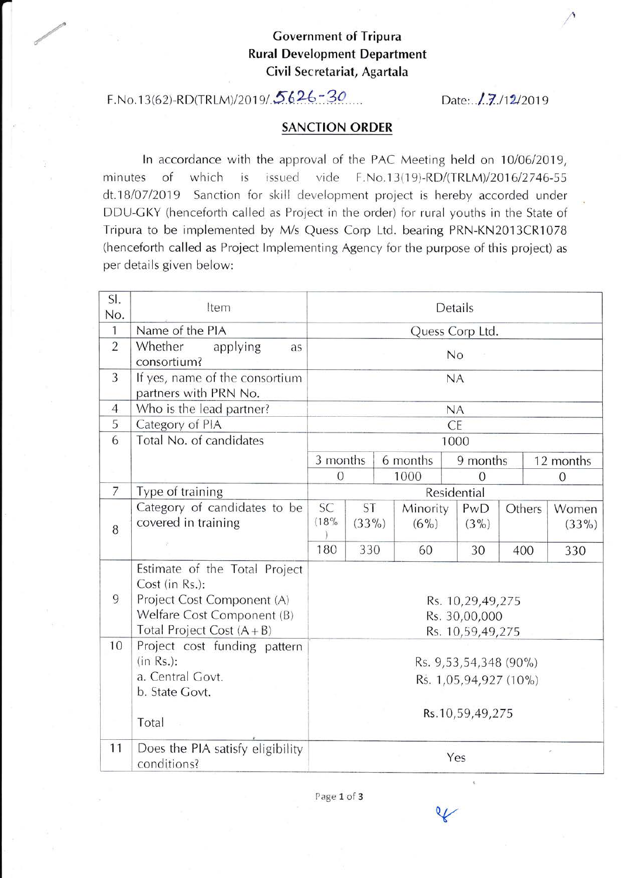**Government of Tripura**
**Rural Development Department**
**Civil Secretariat, Agartala**

F.No.13(62)-RD(TRLM)/2019/.5626-30.......     Date:..17./12/2019

## SANCTION ORDER

In accordance with the approval of the PAC Meeting held on 10/06/2019, minutes of which is issued vide F.No.13(19)-RD/(TRLM)/2016/2746-55 dt.18/07/2019 Sanction for skill development project is hereby accorded under DDU-GKY (henceforth called as Project in the order) for rural youths in the State of Tripura to be implemented by M/s Quess Corp Ltd. bearing PRN-KN2013CR1078 (henceforth called as Project Implementing Agency for the purpose of this project) as per details given below:

| Sl. No. | Item | Details | | | | | |
|---|---|---|---|---|---|---|---|
| 1 | Name of the PIA | Quess Corp Ltd. | | | | | |
| 2 | Whether applying as consortium? | No | | | | | |
| 3 | If yes, name of the consortium partners with PRN No. | NA | | | | | |
| 4 | Who is the lead partner? | NA | | | | | |
| 5 | Category of PIA | CE | | | | | |
| 6 | Total No. of candidates | 1000 | | | | | |
| | | 3 months | | 6 months | 9 months | | 12 months |
| | | 0 | | 1000 | 0 | | 0 |
| 7 | Type of training | Residential | | | | | |
| 8 | Category of candidates to be covered in training | SC (18%) | ST (33%) | Minority (6%) | PwD (3%) | Others | Women (33%) |
| | | 180 | 330 | 60 | 30 | 400 | 330 |
| 9 | Estimate of the Total Project Cost (in Rs.):<br>Project Cost Component (A)<br>Welfare Cost Component (B)<br>Total Project Cost (A+B) | <br><br>Rs. 10,29,49,275<br>Rs. 30,00,000<br>Rs. 10,59,49,275 | | | | | |
| 10 | Project cost funding pattern (in Rs.):<br>a. Central Govt.<br>b. State Govt.<br><br>Total | <br><br>Rs. 9,53,54,348 (90%)<br>Rs. 1,05,94,927 (10%)<br><br>Rs.10,59,49,275 | | | | | |
| 11 | Does the PIA satisfy eligibility conditions? | Yes | | | | | |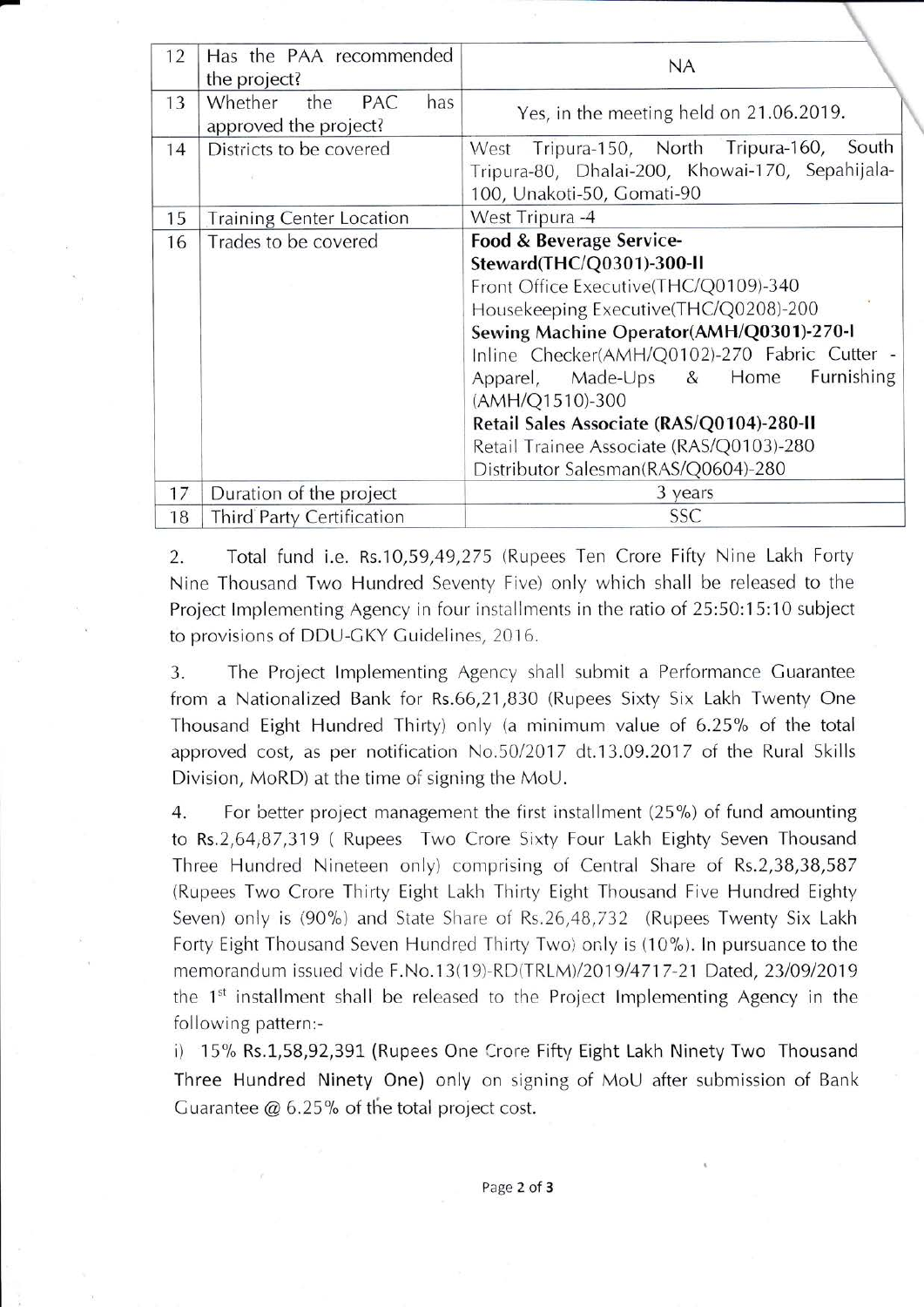| 12 | Has the PAA recommended the project? | NA |
|---|---|---|
| 13 | Whether the PAC has approved the project? | Yes, in the meeting held on 21.06.2019. |
| 14 | Districts to be covered | West Tripura-150, North Tripura-160, South Tripura-80, Dhalai-200, Khowai-170, Sepahijala-100, Unakoti-50, Gomati-90 |
| 15 | Training Center Location | West Tripura -4 |
| 16 | Trades to be covered | **Food & Beverage Service-Steward(THC/Q0301)-300-II**<br>Front Office Executive(THC/Q0109)-340<br>Housekeeping Executive(THC/Q0208)-200<br>**Sewing Machine Operator(AMH/Q0301)-270-I**<br>Inline Checker(AMH/Q0102)-270 Fabric Cutter - Apparel, Made-Ups & Home Furnishing (AMH/Q1510)-300<br>**Retail Sales Associate (RAS/Q0104)-280-II**<br>Retail Trainee Associate (RAS/Q0103)-280<br>Distributor Salesman(RAS/Q0604)-280 |
| 17 | Duration of the project | 3 years |
| 18 | Third Party Certification | SSC |

2. Total fund i.e. Rs.10,59,49,275 (Rupees Ten Crore Fifty Nine Lakh Forty Nine Thousand Two Hundred Seventy Five) only which shall be released to the Project Implementing Agency in four installments in the ratio of 25:50:15:10 subject to provisions of DDU-GKY Guidelines, 2016.

3. The Project Implementing Agency shall submit a Performance Guarantee from a Nationalized Bank for Rs.66,21,830 (Rupees Sixty Six Lakh Twenty One Thousand Eight Hundred Thirty) only (a minimum value of 6.25% of the total approved cost, as per notification No.50/2017 dt.13.09.2017 of the Rural Skills Division, MoRD) at the time of signing the MoU.

4. For better project management the first installment (25%) of fund amounting to Rs.2,64,87,319 ( Rupees Two Crore Sixty Four Lakh Eighty Seven Thousand Three Hundred Nineteen only) comprising of Central Share of Rs.2,38,38,587 (Rupees Two Crore Thirty Eight Lakh Thirty Eight Thousand Five Hundred Eighty Seven) only is (90%) and State Share of Rs.26,48,732 (Rupees Twenty Six Lakh Forty Eight Thousand Seven Hundred Thirty Two) only is (10%). In pursuance to the memorandum issued vide F.No.13(19)-RD(TRLM)/2019/4717-21 Dated, 23/09/2019 the 1st installment shall be released to the Project Implementing Agency in the following pattern:-

i) 15% Rs.1,58,92,391 (Rupees One Crore Fifty Eight Lakh Ninety Two Thousand Three Hundred Ninety One) only on signing of MoU after submission of Bank Guarantee @ 6.25% of the total project cost.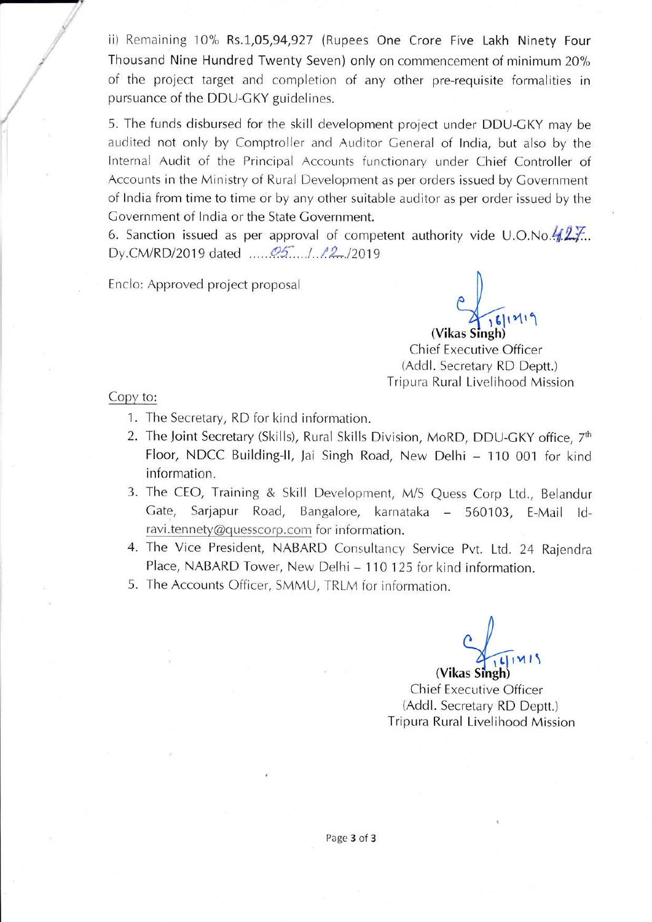ii) Remaining 10% Rs.1,05,94,927 (Rupees One Crore Five Lakh Ninety Four Thousand Nine Hundred Twenty Seven) only on commencement of minimum 20% of the project target and completion of any other pre-requisite formalities in pursuance of the DDU-GKY guidelines.

5. The funds disbursed for the skill development project under DDU-GKY may be audited not only by Comptroller and Auditor General of India, but also by the Internal Audit of the Principal Accounts functionary under Chief Controller of Accounts in the Ministry of Rural Development as per orders issued by Government of India from time to time or by any other suitable auditor as per order issued by the Government of India or the State Government.

6. Sanction issued as per approval of competent authority vide U.O.No.427.. Dy.CM/RD/2019 dated .....05..../..12../2019

Enclo: Approved project proposal

16/12/19
**(Vikas Singh)**
Chief Executive Officer
(Addl. Secretary RD Deptt.)
Tripura Rural Livelihood Mission

Copy to:

1. The Secretary, RD for kind information.
2. The Joint Secretary (Skills), Rural Skills Division, MoRD, DDU-GKY office, 7th Floor, NDCC Building-II, Jai Singh Road, New Delhi – 110 001 for kind information.
3. The CEO, Training & Skill Development, M/S Quess Corp Ltd., Belandur Gate, Sarjapur Road, Bangalore, karnataka – 560103, E-Mail Id-ravi.tennety@quesscorp.com for information.
4. The Vice President, NABARD Consultancy Service Pvt. Ltd. 24 Rajendra Place, NABARD Tower, New Delhi – 110 125 for kind information.
5. The Accounts Officer, SMMU, TRLM for information.

16/12/19
**(Vikas Singh)**
Chief Executive Officer
(Addl. Secretary RD Deptt.)
Tripura Rural Livelihood Mission